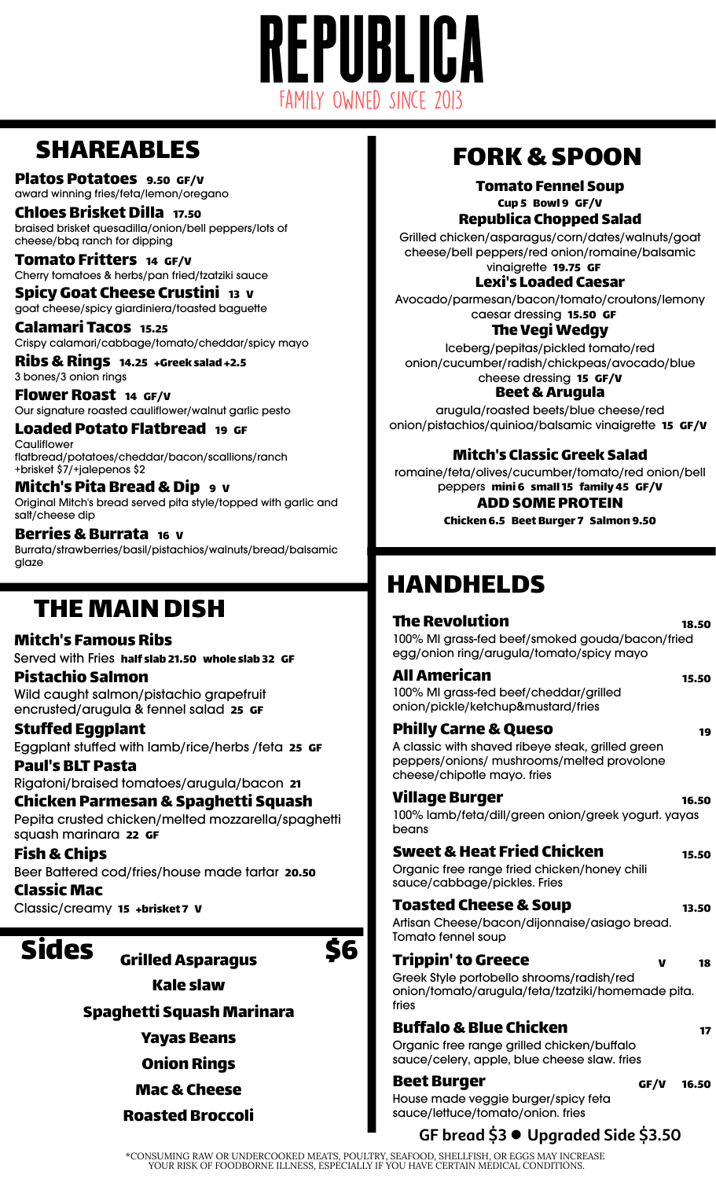# REPUBLICA

FAMILY OWNED SINCE 2013

## SHAREABLES

**Platos Potatoes** 9.50 GF/V
award winning fries/feta/lemon/oregano

**Chloes Brisket Dilla** 17.50
braised brisket quesadilla/onion/bell peppers/lots of cheese/bbq ranch for dipping

**Tomato Fritters** 14 GF/V
Cherry tomatoes & herbs/pan fried/tzatziki sauce

**Spicy Goat Cheese Crustini** 13 V
goat cheese/spicy giardiniera/toasted baguette

**Calamari Tacos** 15.25
Crispy calamari/cabbage/tomato/cheddar/spicy mayo

**Ribs & Rings** 14.25 +Greek salad +2.5
3 bones/3 onion rings

**Flower Roast** 14 GF/V
Our signature roasted cauliflower/walnut garlic pesto

**Loaded Potato Flatbread** 19 GF
Cauliflower flatbread/potatoes/cheddar/bacon/scallions/ranch +brisket $7/+jalepenos $2

**Mitch's Pita Bread & Dip** 9 V
Original Mitch's bread served pita style/topped with garlic and salt/cheese dip

**Berries & Burrata** 16 V
Burrata/strawberries/basil/pistachios/walnuts/bread/balsamic glaze

## THE MAIN DISH

**Mitch's Famous Ribs**
Served with Fries **half slab 21.50 whole slab 32 GF**

**Pistachio Salmon**
Wild caught salmon/pistachio grapefruit encrusted/arugula & fennel salad **25 GF**

**Stuffed Eggplant**
Eggplant stuffed with lamb/rice/herbs /feta **25 GF**

**Paul's BLT Pasta**
Rigatoni/braised tomatoes/arugula/bacon **21**

**Chicken Parmesan & Spaghetti Squash**
Pepita crusted chicken/melted mozzarella/spaghetti squash marinara **22 GF**

**Fish & Chips**
Beer Battered cod/fries/house made tartar **20.50**

**Classic Mac**
Classic/creamy **15 +brisket 7 V**

## Sides $6

- Grilled Asparagus
- Kale slaw
- Spaghetti Squash Marinara
- Yayas Beans
- Onion Rings
- Mac & Cheese
- Roasted Broccoli

## FORK & SPOON

**Tomato Fennel Soup**
**Cup 5 Bowl 9 GF/V**

**Republica Chopped Salad**
Grilled chicken/asparagus/corn/dates/walnuts/goat cheese/bell peppers/red onion/romaine/balsamic vinaigrette **19.75 GF**

**Lexi's Loaded Caesar**
Avocado/parmesan/bacon/tomato/croutons/lemony caesar dressing **15.50 GF**

**The Vegi Wedgy**
Iceberg/pepitas/pickled tomato/red onion/cucumber/radish/chickpeas/avocado/blue cheese dressing **15 GF/V**

**Beet & Arugula**
arugula/roasted beets/blue cheese/red onion/pistachios/quinioa/balsamic vinaigrette **15 GF/V**

**Mitch's Classic Greek Salad**
romaine/feta/olives/cucumber/tomato/red onion/bell peppers **mini 6 small 15 family 45 GF/V**

**ADD SOME PROTEIN**
**Chicken 6.5 Beet Burger 7 Salmon 9.50**

## HANDHELDS

**The Revolution** 18.50
100% MI grass-fed beef/smoked gouda/bacon/fried egg/onion ring/arugula/tomato/spicy mayo

**All American** 15.50
100% MI grass-fed beef/cheddar/grilled onion/pickle/ketchup&mustard/fries

**Philly Carne & Queso** 19
A classic with shaved ribeye steak, grilled green peppers/onions/ mushrooms/melted provolone cheese/chipotle mayo. fries

**Village Burger** 16.50
100% lamb/feta/dill/green onion/greek yogurt. yayas beans

**Sweet & Heat Fried Chicken** 15.50
Organic free range fried chicken/honey chili sauce/cabbage/pickles. Fries

**Toasted Cheese & Soup** 13.50
Artisan Cheese/bacon/dijonnaise/asiago bread. Tomato fennel soup

**Trippin' to Greece** V 18
Greek Style portobello shrooms/radish/red onion/tomato/arugula/feta/tzatziki/homemade pita. fries

**Buffalo & Blue Chicken** 17
Organic free range grilled chicken/buffalo sauce/celery, apple, blue cheese slaw. fries

**Beet Burger** GF/V 16.50
House made veggie burger/spicy feta sauce/lettuce/tomato/onion. fries

**GF bread $3 ● Upgraded Side $3.50**

*CONSUMING RAW OR UNDERCOOKED MEATS, POULTRY, SEAFOOD, SHELLFISH, OR EGGS MAY INCREASE YOUR RISK OF FOODBORNE ILLNESS, ESPECIALLY IF YOU HAVE CERTAIN MEDICAL CONDITIONS.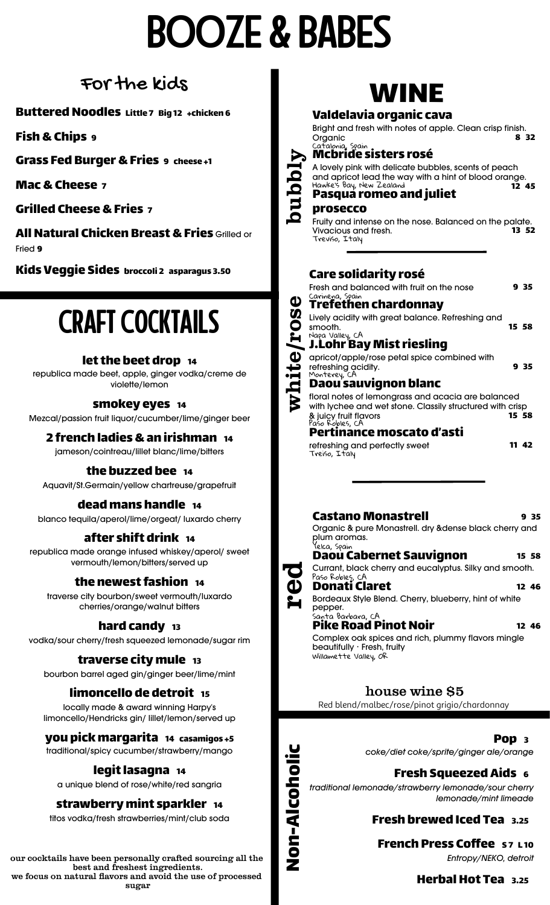# BOOZE & BABES

## For the kids

**Buttered Noodles** Little 7 Big 12 +chicken 6

**Fish & Chips** 9

**Grass Fed Burger & Fries** 9 cheese +1

**Mac & Cheese** 7

**Grilled Cheese & Fries** 7

**All Natural Chicken Breast & Fries** Grilled or Fried **9**

**Kids Veggie Sides** broccoli 2 asparagus 3.50

## CRAFT COCKTAILS

### let the beet drop 14
republica made beet, apple, ginger vodka/creme de violette/lemon

### smokey eyes 14
Mezcal/passion fruit liquor/cucumber/lime/ginger beer

### 2 french ladies & an irishman 14
jameson/cointreau/lillet blanc/lime/bitters

### the buzzed bee 14
Aquavit/St.Germain/yellow chartreuse/grapefruit

### dead mans handle 14
blanco tequila/aperol/lime/orgeat/ luxardo cherry

### after shift drink 14
republica made orange infused whiskey/aperol/ sweet vermouth/lemon/bitters/served up

### the newest fashion 14
traverse city bourbon/sweet vermouth/luxardo cherries/orange/walnut bitters

### hard candy 13
vodka/sour cherry/fresh squeezed lemonade/sugar rim

### traverse city mule 13
bourbon barrel aged gin/ginger beer/lime/mint

### limoncello de detroit 15
locally made & award winning Harpy's limoncello/Hendricks gin/ lillet/lemon/served up

### you pick margarita 14 casamigos +5
traditional/spicy cucumber/strawberry/mango

### legit lasagna 14
a unique blend of rose/white/red sangria

### strawberry mint sparkler 14
titos vodka/fresh strawberries/mint/club soda

our cocktails have been personally crafted sourcing all the best and freshest ingredients.
we focus on natural flavors and avoid the use of processed sugar

## WINE

### bubbly

**Valdelavia organic cava** 8 32
Bright and fresh with notes of apple. Clean crisp finish. Organic
Catalonia, Spain

**Mcbride sisters rosé** 12 45
A lovely pink with delicate bubbles, scents of peach and apricot lead the way with a hint of blood orange.
Hawke's Bay, New Zealand

**Pasqua romeo and juliet prosecco** 13 52
Fruity and intense on the nose. Balanced on the palate. Vivacious and fresh.
Treviso, Italy

### white/rose

**Care solidarity rosé** 9 35
Fresh and balanced with fruit on the nose
Carinena, Spain

**Trefethen chardonnay** 15 58
Lively acidity with great balance. Refreshing and smooth.
Napa Valley, CA

**J.Lohr Bay Mist riesling** 9 35
apricot/apple/rose petal spice combined with refreshing acidity.
Monterey, CA

**Daou sauvignon blanc** 15 58
floral notes of lemongrass and acacia are balanced with lychee and wet stone. Classily structured with crisp & juicy fruit flavors
Paso Robles, CA

**Pertinance moscato d'asti** 11 42
refreshing and perfectly sweet
Treiso, Italy

### red

**Castano Monastrell** 9 35
Organic & pure Monastrell. dry &dense black cherry and plum aromas.
Yelca, Spain

**Daou Cabernet Sauvignon** 15 58
Currant, black cherry and eucalyptus. Silky and smooth.
Paso Robles, CA

**Donati Claret** 12 46
Bordeaux Style Blend. Cherry, blueberry, hint of white pepper.
Santa Barbara, CA

**Pike Road Pinot Noir** 12 46
Complex oak spices and rich, plummy flavors mingle beautifully · Fresh, fruity
Willamette Valley, OR

### house wine $5
Red blend/malbec/rose/pinot grigio/chardonnay

## Non-Alcoholic

**Pop** 3
*coke/diet coke/sprite/ginger ale/orange*

**Fresh Squeezed Aids** 6
*traditional lemonade/strawberry lemonade/sour cherry lemonade/mint limeade*

**Fresh brewed Iced Tea** 3.25

**French Press Coffee** S 7 L 10
*Entropy/NEKO, detroit*

**Herbal Hot Tea** 3.25